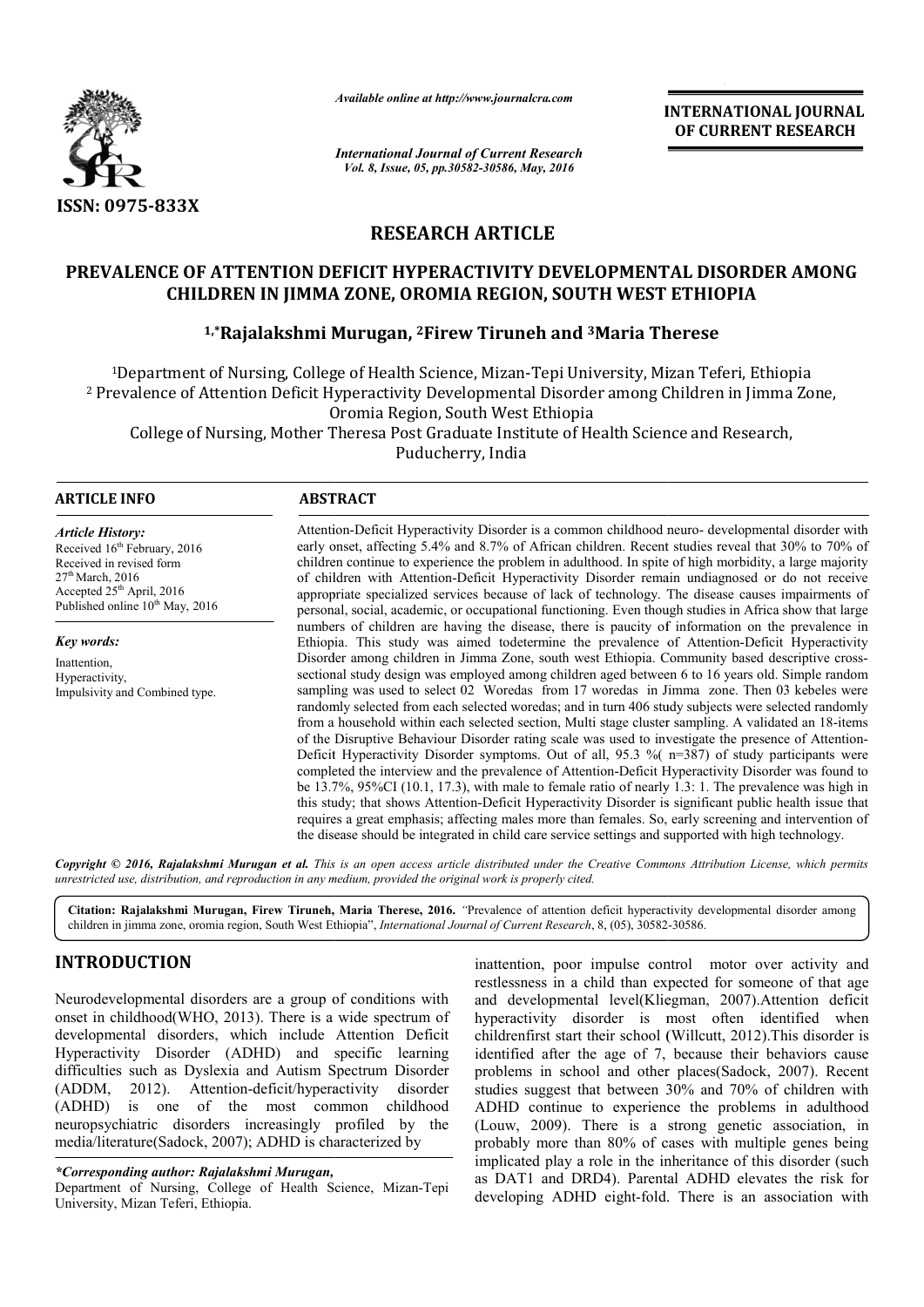# RESEARCH ARTICLE

## PREVALENCE OF ATTENTION DEFICIT HYPERACTIVITY DEVELOPMENTAL DISORDER AMONG CHILDREN IN JIMMA ZONE, OROMIA REGION, SOUTH WEST ETHIOPIA

**[1,*]Rajalakshmi Murugan, [2]Firew Tiruneh and [3]Maria Therese**

[1]Department of Nursing, College of Health Science, Mizan-Tepi University, Mizan Teferi, Ethiopia
[2] Prevalence of Attention Deficit Hyperactivity Developmental Disorder among Children in Jimma Zone, Oromia Region, South West Ethiopia
College of Nursing, Mother Theresa Post Graduate Institute of Health Science and Research, Puducherry, India

**ARTICLE INFO**

*Article History:*
Received 16th February, 2016
Received in revised form 27th March, 2016
Accepted 25th April, 2016
Published online 10th May, 2016

*Key words:*
Inattention,
Hyperactivity,
Impulsivity and Combined type.

**ABSTRACT**

Attention-Deficit Hyperactivity Disorder is a common childhood neuro- developmental disorder with early onset, affecting 5.4% and 8.7% of African children. Recent studies reveal that 30% to 70% of children continue to experience the problem in adulthood. In spite of high morbidity, a large majority of children with Attention-Deficit Hyperactivity Disorder remain undiagnosed or do not receive appropriate specialized services because of lack of technology. The disease causes impairments of personal, social, academic, or occupational functioning. Even though studies in Africa show that large numbers of children are having the disease, there is paucity of information on the prevalence in Ethiopia. This study was aimed todetermine the prevalence of Attention-Deficit Hyperactivity Disorder among children in Jimma Zone, south west Ethiopia. Community based descriptive cross-sectional study design was employed among children aged between 6 to 16 years old. Simple random sampling was used to select 02 Woredas from 17 woredas in Jimma zone. Then 03 kebeles were randomly selected from each selected woredas; and in turn 406 study subjects were selected randomly from a household within each selected section, Multi stage cluster sampling. A validated an 18-items of the Disruptive Behaviour Disorder rating scale was used to investigate the presence of Attention-Deficit Hyperactivity Disorder symptoms. Out of all, 95.3 %( n=387) of study participants were completed the interview and the prevalence of Attention-Deficit Hyperactivity Disorder was found to be 13.7%, 95%CI (10.1, 17.3), with male to female ratio of nearly 1.3: 1. The prevalence was high in this study; that shows Attention-Deficit Hyperactivity Disorder is significant public health issue that requires a great emphasis; affecting males more than females. So, early screening and intervention of the disease should be integrated in child care service settings and supported with high technology.

*Copyright © 2016, Rajalakshmi Murugan et al. This is an open access article distributed under the Creative Commons Attribution License, which permits unrestricted use, distribution, and reproduction in any medium, provided the original work is properly cited.*

**Citation: Rajalakshmi Murugan, Firew Tiruneh, Maria Therese, 2016.** *"*Prevalence of attention deficit hyperactivity developmental disorder among children in jimma zone, oromia region, South West Ethiopia", *International Journal of Current Research*, 8, (05), 30582-30586.

# INTRODUCTION

Neurodevelopmental disorders are a group of conditions with onset in childhood(WHO, 2013). There is a wide spectrum of developmental disorders, which include Attention Deficit Hyperactivity Disorder (ADHD) and specific learning difficulties such as Dyslexia and Autism Spectrum Disorder (ADDM, 2012). Attention-deficit/hyperactivity disorder (ADHD) is one of the most common childhood neuropsychiatric disorders increasingly profiled by the media/literature(Sadock, 2007); ADHD is characterized by inattention, poor impulse control motor over activity and restlessness in a child than expected for someone of that age and developmental level(Kliegman, 2007).Attention deficit hyperactivity disorder is most often identified when childrenfirst start their school (Willcutt, 2012).This disorder is identified after the age of 7, because their behaviors cause problems in school and other places(Sadock, 2007). Recent studies suggest that between 30% and 70% of children with ADHD continue to experience the problems in adulthood (Louw, 2009). There is a strong genetic association, in probably more than 80% of cases with multiple genes being implicated play a role in the inheritance of this disorder (such as DAT1 and DRD4). Parental ADHD elevates the risk for developing ADHD eight-fold. There is an association with

*\*Corresponding author: Rajalakshmi Murugan,*
Department of Nursing, College of Health Science, Mizan-Tepi University, Mizan Teferi, Ethiopia.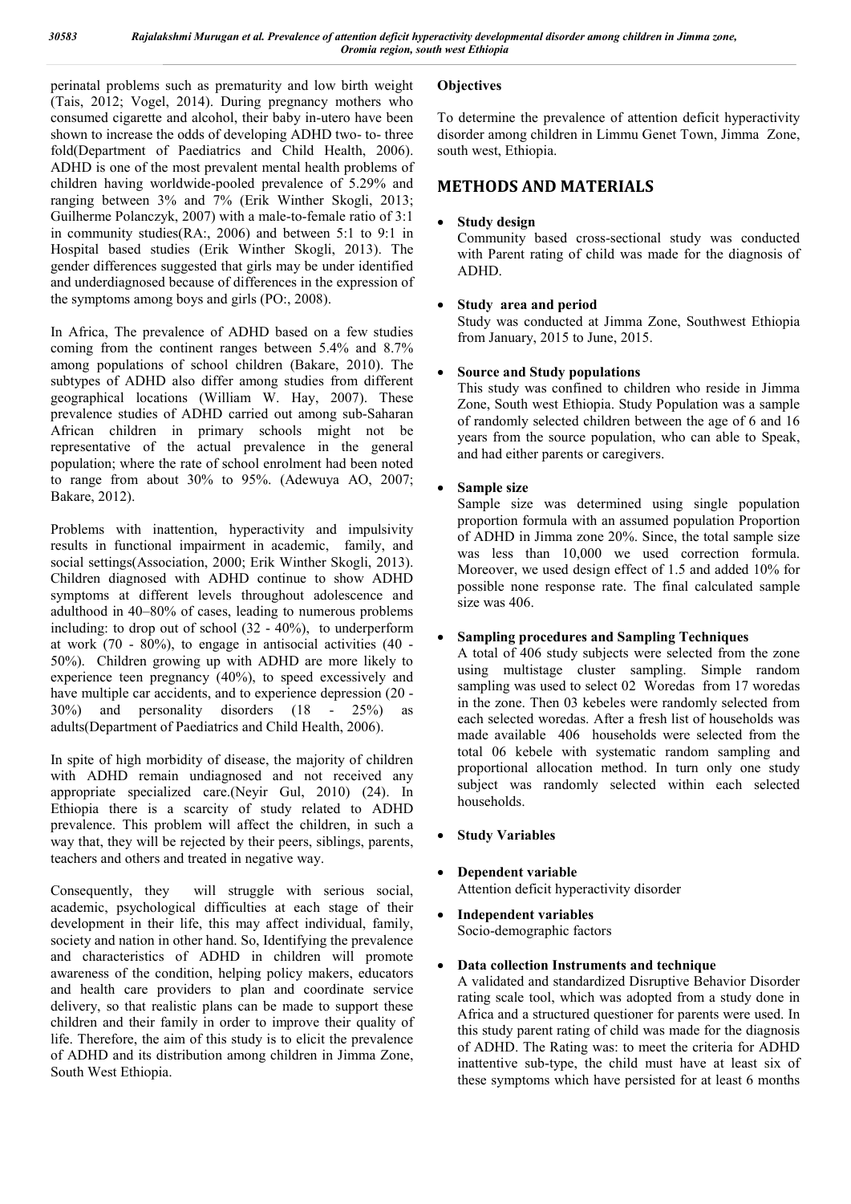perinatal problems such as prematurity and low birth weight (Tais, 2012; Vogel, 2014). During pregnancy mothers who consumed cigarette and alcohol, their baby in-utero have been shown to increase the odds of developing ADHD two- to- three fold(Department of Paediatrics and Child Health, 2006). ADHD is one of the most prevalent mental health problems of children having worldwide-pooled prevalence of 5.29% and ranging between 3% and 7% (Erik Winther Skogli, 2013; Guilherme Polanczyk, 2007) with a male-to-female ratio of 3:1 in community studies(RA:, 2006) and between 5:1 to 9:1 in Hospital based studies (Erik Winther Skogli, 2013). The gender differences suggested that girls may be under identified and underdiagnosed because of differences in the expression of the symptoms among boys and girls (PO:, 2008).

In Africa, The prevalence of ADHD based on a few studies coming from the continent ranges between 5.4% and 8.7% among populations of school children (Bakare, 2010). The subtypes of ADHD also differ among studies from different geographical locations (William W. Hay, 2007). These prevalence studies of ADHD carried out among sub-Saharan African children in primary schools might not be representative of the actual prevalence in the general population; where the rate of school enrolment had been noted to range from about 30% to 95%. (Adewuya AO, 2007; Bakare, 2012).

Problems with inattention, hyperactivity and impulsivity results in functional impairment in academic, family, and social settings(Association, 2000; Erik Winther Skogli, 2013). Children diagnosed with ADHD continue to show ADHD symptoms at different levels throughout adolescence and adulthood in 40–80% of cases, leading to numerous problems including: to drop out of school (32 - 40%), to underperform at work (70 - 80%), to engage in antisocial activities (40 - 50%). Children growing up with ADHD are more likely to experience teen pregnancy (40%), to speed excessively and have multiple car accidents, and to experience depression (20 - 30%) and personality disorders (18 - 25%) as adults(Department of Paediatrics and Child Health, 2006).

In spite of high morbidity of disease, the majority of children with ADHD remain undiagnosed and not received any appropriate specialized care.(Neyir Gul, 2010) (24). In Ethiopia there is a scarcity of study related to ADHD prevalence. This problem will affect the children, in such a way that, they will be rejected by their peers, siblings, parents, teachers and others and treated in negative way.

Consequently, they will struggle with serious social, academic, psychological difficulties at each stage of their development in their life, this may affect individual, family, society and nation in other hand. So, Identifying the prevalence and characteristics of ADHD in children will promote awareness of the condition, helping policy makers, educators and health care providers to plan and coordinate service delivery, so that realistic plans can be made to support these children and their family in order to improve their quality of life. Therefore, the aim of this study is to elicit the prevalence of ADHD and its distribution among children in Jimma Zone, South West Ethiopia.

**Objectives**

To determine the prevalence of attention deficit hyperactivity disorder among children in Limmu Genet Town, Jimma Zone, south west, Ethiopia.

## METHODS AND MATERIALS

- **Study design**
  Community based cross-sectional study was conducted with Parent rating of child was made for the diagnosis of ADHD.

- **Study area and period**
  Study was conducted at Jimma Zone, Southwest Ethiopia from January, 2015 to June, 2015.

- **Source and Study populations**
  This study was confined to children who reside in Jimma Zone, South west Ethiopia. Study Population was a sample of randomly selected children between the age of 6 and 16 years from the source population, who can able to Speak, and had either parents or caregivers.

- **Sample size**
  Sample size was determined using single population proportion formula with an assumed population Proportion of ADHD in Jimma zone 20%. Since, the total sample size was less than 10,000 we used correction formula. Moreover, we used design effect of 1.5 and added 10% for possible none response rate. The final calculated sample size was 406.

- **Sampling procedures and Sampling Techniques**
  A total of 406 study subjects were selected from the zone using multistage cluster sampling. Simple random sampling was used to select 02 Woredas from 17 woredas in the zone. Then 03 kebeles were randomly selected from each selected woredas. After a fresh list of households was made available 406 households were selected from the total 06 kebele with systematic random sampling and proportional allocation method. In turn only one study subject was randomly selected within each selected households.

- **Study Variables**

- **Dependent variable**
  Attention deficit hyperactivity disorder

- **Independent variables**
  Socio-demographic factors

- **Data collection Instruments and technique**
  A validated and standardized Disruptive Behavior Disorder rating scale tool, which was adopted from a study done in Africa and a structured questioner for parents were used. In this study parent rating of child was made for the diagnosis of ADHD. The Rating was: to meet the criteria for ADHD inattentive sub-type, the child must have at least six of these symptoms which have persisted for at least 6 months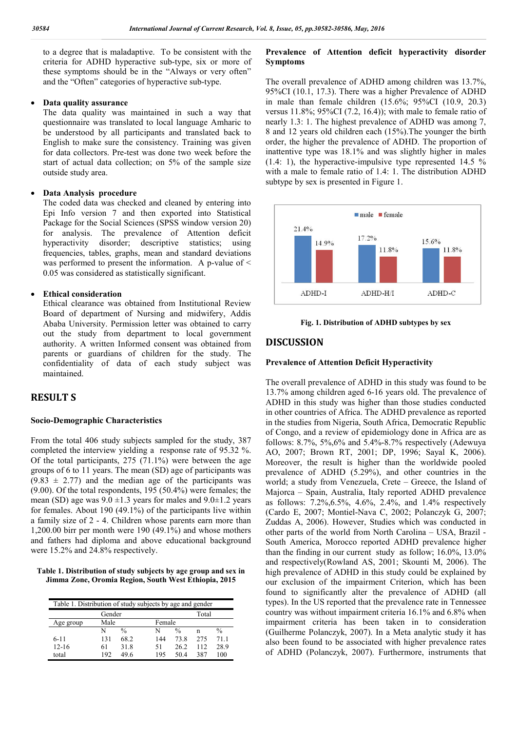to a degree that is maladaptive. To be consistent with the criteria for ADHD hyperactive sub-type, six or more of these symptoms should be in the "Always or very often" and the "Often" categories of hyperactive sub-type.

- **Data quality assurance**
  The data quality was maintained in such a way that questionnaire was translated to local language Amharic to be understood by all participants and translated back to English to make sure the consistency. Training was given for data collectors. Pre-test was done two week before the start of actual data collection; on 5% of the sample size outside study area.

- **Data Analysis procedure**
  The coded data was checked and cleaned by entering into Epi Info version 7 and then exported into Statistical Package for the Social Sciences (SPSS window version 20) for analysis. The prevalence of Attention deficit hyperactivity disorder; descriptive statistics; using frequencies, tables, graphs, mean and standard deviations was performed to present the information. A p-value of $< 0.05$ was considered as statistically significant.

- **Ethical consideration**
  Ethical clearance was obtained from Institutional Review Board of department of Nursing and midwifery, Addis Ababa University. Permission letter was obtained to carry out the study from department to local government authority. A written Informed consent was obtained from parents or guardians of children for the study. The confidentiality of data of each study subject was maintained.

## RESULT S

### Socio-Demographic Characteristics

From the total 406 study subjects sampled for the study, 387 completed the interview yielding a response rate of 95.32 %. Of the total participants, 275 (71.1%) were between the age groups of 6 to 11 years. The mean (SD) age of participants was (9.83 ± 2.77) and the median age of the participants was (9.00). Of the total respondents, 195 (50.4%) were females; the mean (SD) age was 9.0 ±1.3 years for males and 9.0±1.2 years for females. About 190 (49.1%) of the participants live within a family size of 2 - 4. Children whose parents earn more than 1,200.00 birr per month were 190 (49.1%) and whose mothers and fathers had diploma and above educational background were 15.2% and 24.8% respectively.

**Table 1. Distribution of study subjects by age group and sex in Jimma Zone, Oromia Region, South West Ethiopia, 2015**

| Table 1. Distribution of study subjects by age and gender | | | | | | |
|---|---|---|---|---|---|---|
| | Gender | | | | Total | |
| Age group | Male | | Female | | | |
| | N | % | N | % | n | % |
| 6-11 | 131 | 68.2 | 144 | 73.8 | 275 | 71.1 |
| 12-16 | 61 | 31.8 | 51 | 26.2 | 112 | 28.9 |
| total | 192 | 49.6 | 195 | 50.4 | 387 | 100 |

### Prevalence of Attention deficit hyperactivity disorder Symptoms

The overall prevalence of ADHD among children was 13.7%, 95%CI (10.1, 17.3). There was a higher Prevalence of ADHD in male than female children (15.6%; 95%CI (10.9, 20.3) versus 11.8%; 95%CI (7.2, 16.4)); with male to female ratio of nearly 1.3: 1. The highest prevalence of ADHD was among 7, 8 and 12 years old children each (15%).The younger the birth order, the higher the prevalence of ADHD. The proportion of inattentive type was 18.1% and was slightly higher in males (1.4: 1), the hyperactive-impulsive type represented 14.5 % with a male to female ratio of 1.4: 1. The distribution ADHD subtype by sex is presented in Figure 1.

**Fig. 1. Distribution of ADHD subtypes by sex**

## DISCUSSION

### Prevalence of Attention Deficit Hyperactivity

The overall prevalence of ADHD in this study was found to be 13.7% among children aged 6-16 years old. The prevalence of ADHD in this study was higher than those studies conducted in other countries of Africa. The ADHD prevalence as reported in the studies from Nigeria, South Africa, Democratic Republic of Congo, and a review of epidemiology done in Africa are as follows: 8.7%, 5%,6% and 5.4%-8.7% respectively (Adewuya AO, 2007; Brown RT, 2001; DP, 1996; Sayal K, 2006). Moreover, the result is higher than the worldwide pooled prevalence of ADHD (5.29%), and other countries in the world; a study from Venezuela, Crete – Greece, the Island of Majorca – Spain, Australia, Italy reported ADHD prevalence as follows: 7.2%,6.5%, 4.6%, 2.4%, and 1.4% respectively (Cardo E, 2007; Montiel-Nava C, 2002; Polanczyk G, 2007; Zuddas A, 2006). However, Studies which was conducted in other parts of the world from North Carolina – USA, Brazil - South America, Morocco reported ADHD prevalence higher than the finding in our current study as follow; 16.0%, 13.0% and respectively(Rowland AS, 2001; Skounti M, 2006). The high prevalence of ADHD in this study could be explained by our exclusion of the impairment Criterion, which has been found to significantly alter the prevalence of ADHD (all types). In the US reported that the prevalence rate in Tennessee country was without impairment criteria 16.1% and 6.8% when impairment criteria has been taken in to consideration (Guilherme Polanczyk, 2007). In a Meta analytic study it has also been found to be associated with higher prevalence rates of ADHD (Polanczyk, 2007). Furthermore, instruments that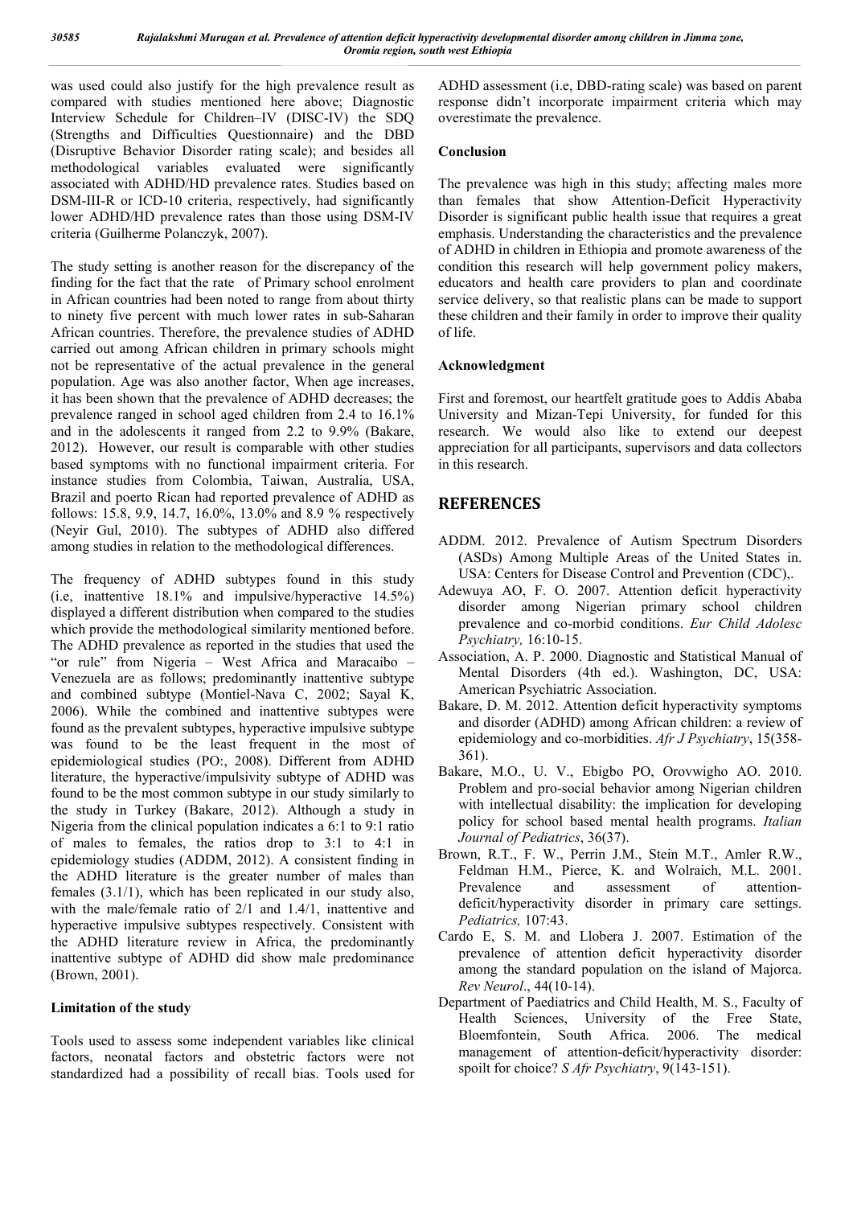was used could also justify for the high prevalence result as compared with studies mentioned here above; Diagnostic Interview Schedule for Children–IV (DISC-IV) the SDQ (Strengths and Difficulties Questionnaire) and the DBD (Disruptive Behavior Disorder rating scale); and besides all methodological variables evaluated were significantly associated with ADHD/HD prevalence rates. Studies based on DSM-III-R or ICD-10 criteria, respectively, had significantly lower ADHD/HD prevalence rates than those using DSM-IV criteria (Guilherme Polanczyk, 2007).

The study setting is another reason for the discrepancy of the finding for the fact that the rate of Primary school enrolment in African countries had been noted to range from about thirty to ninety five percent with much lower rates in sub-Saharan African countries. Therefore, the prevalence studies of ADHD carried out among African children in primary schools might not be representative of the actual prevalence in the general population. Age was also another factor, When age increases, it has been shown that the prevalence of ADHD decreases; the prevalence ranged in school aged children from 2.4 to 16.1% and in the adolescents it ranged from 2.2 to 9.9% (Bakare, 2012). However, our result is comparable with other studies based symptoms with no functional impairment criteria. For instance studies from Colombia, Taiwan, Australia, USA, Brazil and poerto Rican had reported prevalence of ADHD as follows: 15.8, 9.9, 14.7, 16.0%, 13.0% and 8.9 % respectively (Neyir Gul, 2010). The subtypes of ADHD also differed among studies in relation to the methodological differences.

The frequency of ADHD subtypes found in this study (i.e, inattentive 18.1% and impulsive/hyperactive 14.5%) displayed a different distribution when compared to the studies which provide the methodological similarity mentioned before. The ADHD prevalence as reported in the studies that used the "or rule" from Nigeria – West Africa and Maracaibo – Venezuela are as follows; predominantly inattentive subtype and combined subtype (Montiel-Nava C, 2002; Sayal K, 2006). While the combined and inattentive subtypes were found as the prevalent subtypes, hyperactive impulsive subtype was found to be the least frequent in the most of epidemiological studies (PO:, 2008). Different from ADHD literature, the hyperactive/impulsivity subtype of ADHD was found to be the most common subtype in our study similarly to the study in Turkey (Bakare, 2012). Although a study in Nigeria from the clinical population indicates a 6:1 to 9:1 ratio of males to females, the ratios drop to 3:1 to 4:1 in epidemiology studies (ADDM, 2012). A consistent finding in the ADHD literature is the greater number of males than females (3.1/1), which has been replicated in our study also, with the male/female ratio of 2/1 and 1.4/1, inattentive and hyperactive impulsive subtypes respectively. Consistent with the ADHD literature review in Africa, the predominantly inattentive subtype of ADHD did show male predominance (Brown, 2001).

### Limitation of the study

Tools used to assess some independent variables like clinical factors, neonatal factors and obstetric factors were not standardized had a possibility of recall bias. Tools used for ADHD assessment (i.e, DBD-rating scale) was based on parent response didn't incorporate impairment criteria which may overestimate the prevalence.

### Conclusion

The prevalence was high in this study; affecting males more than females that show Attention-Deficit Hyperactivity Disorder is significant public health issue that requires a great emphasis. Understanding the characteristics and the prevalence of ADHD in children in Ethiopia and promote awareness of the condition this research will help government policy makers, educators and health care providers to plan and coordinate service delivery, so that realistic plans can be made to support these children and their family in order to improve their quality of life.

### Acknowledgment

First and foremost, our heartfelt gratitude goes to Addis Ababa University and Mizan-Tepi University, for funded for this research. We would also like to extend our deepest appreciation for all participants, supervisors and data collectors in this research.

## REFERENCES

ADDM. 2012. Prevalence of Autism Spectrum Disorders (ASDs) Among Multiple Areas of the United States in. USA: Centers for Disease Control and Prevention (CDC),.

Adewuya AO, F. O. 2007. Attention deficit hyperactivity disorder among Nigerian primary school children prevalence and co-morbid conditions. *Eur Child Adolesc Psychiatry,* 16:10-15.

Association, A. P. 2000. Diagnostic and Statistical Manual of Mental Disorders (4th ed.). Washington, DC, USA: American Psychiatric Association.

Bakare, D. M. 2012. Attention deficit hyperactivity symptoms and disorder (ADHD) among African children: a review of epidemiology and co-morbidities. *Afr J Psychiatry*, 15(358-361).

Bakare, M.O., U. V., Ebigbo PO, Orovwigho AO. 2010. Problem and pro-social behavior among Nigerian children with intellectual disability: the implication for developing policy for school based mental health programs. *Italian Journal of Pediatrics*, 36(37).

Brown, R.T., F. W., Perrin J.M., Stein M.T., Amler R.W., Feldman H.M., Pierce, K. and Wolraich, M.L. 2001. Prevalence and assessment of attention-deficit/hyperactivity disorder in primary care settings. *Pediatrics,* 107:43.

Cardo E, S. M. and Llobera J. 2007. Estimation of the prevalence of attention deficit hyperactivity disorder among the standard population on the island of Majorca. *Rev Neurol*., 44(10-14).

Department of Paediatrics and Child Health, M. S., Faculty of Health Sciences, University of the Free State, Bloemfontein, South Africa. 2006. The medical management of attention-deficit/hyperactivity disorder: spoilt for choice? *S Afr Psychiatry*, 9(143-151).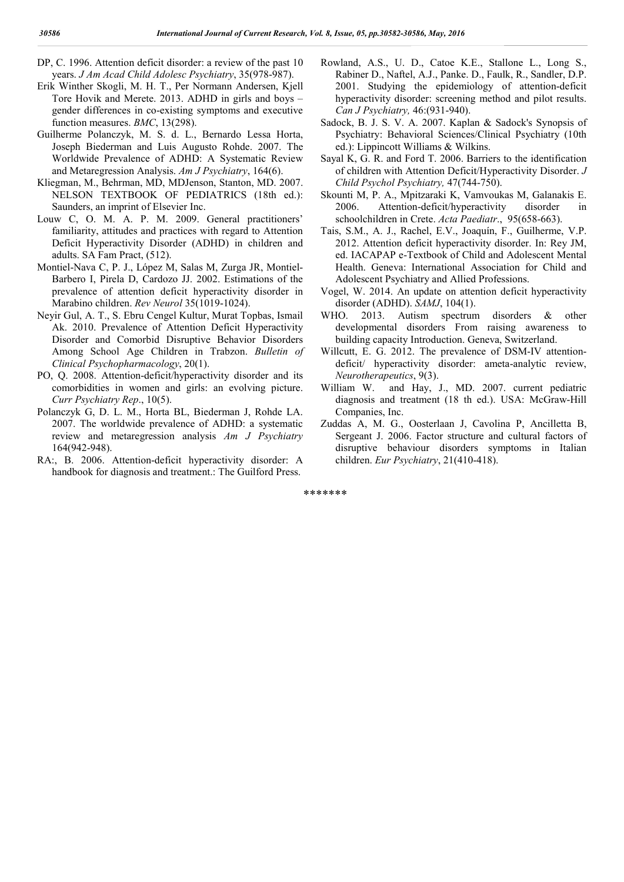DP, C. 1996. Attention deficit disorder: a review of the past 10 years. *J Am Acad Child Adolesc Psychiatry*, 35(978-987).

Erik Winther Skogli, M. H. T., Per Normann Andersen, Kjell Tore Hovik and Merete. 2013. ADHD in girls and boys – gender differences in co-existing symptoms and executive function measures. *BMC*, 13(298).

Guilherme Polanczyk, M. S. d. L., Bernardo Lessa Horta, Joseph Biederman and Luis Augusto Rohde. 2007. The Worldwide Prevalence of ADHD: A Systematic Review and Metaregression Analysis. *Am J Psychiatry*, 164(6).

Kliegman, M., Behrman, MD, MDJenson, Stanton, MD. 2007. NELSON TEXTBOOK OF PEDIATRICS (18th ed.): Saunders, an imprint of Elsevier Inc.

Louw C, O. M. A. P. M. 2009. General practitioners' familiarity, attitudes and practices with regard to Attention Deficit Hyperactivity Disorder (ADHD) in children and adults. SA Fam Pract, (512).

Montiel-Nava C, P. J., López M, Salas M, Zurga JR, Montiel-Barbero I, Pirela D, Cardozo JJ. 2002. Estimations of the prevalence of attention deficit hyperactivity disorder in Marabino children. *Rev Neurol* 35(1019-1024).

Neyir Gul, A. T., S. Ebru Cengel Kultur, Murat Topbas, Ismail Ak. 2010. Prevalence of Attention Deficit Hyperactivity Disorder and Comorbid Disruptive Behavior Disorders Among School Age Children in Trabzon. *Bulletin of Clinical Psychopharmacology*, 20(1).

PO, Q. 2008. Attention-deficit/hyperactivity disorder and its comorbidities in women and girls: an evolving picture. *Curr Psychiatry Rep*., 10(5).

Polanczyk G, D. L. M., Horta BL, Biederman J, Rohde LA. 2007. The worldwide prevalence of ADHD: a systematic review and metaregression analysis *Am J Psychiatry* 164(942-948).

RA:, B. 2006. Attention-deficit hyperactivity disorder: A handbook for diagnosis and treatment.: The Guilford Press.

Rowland, A.S., U. D., Catoe K.E., Stallone L., Long S., Rabiner D., Naftel, A.J., Panke. D., Faulk, R., Sandler, D.P. 2001. Studying the epidemiology of attention-deficit hyperactivity disorder: screening method and pilot results. *Can J Psychiatry,* 46:(931-940).

Sadock, B. J. S. V. A. 2007. Kaplan & Sadock's Synopsis of Psychiatry: Behavioral Sciences/Clinical Psychiatry (10th ed.): Lippincott Williams & Wilkins.

Sayal K, G. R. and Ford T. 2006. Barriers to the identification of children with Attention Deficit/Hyperactivity Disorder. *J Child Psychol Psychiatry,* 47(744-750).

Skounti M, P. A., Mpitzaraki K, Vamvoukas M, Galanakis E. 2006. Attention-deficit/hyperactivity disorder in schoolchildren in Crete. *Acta Paediatr*., 95(658-663).

Tais, S.M., A. J., Rachel, E.V., Joaquín, F., Guilherme, V.P. 2012. Attention deficit hyperactivity disorder. In: Rey JM, ed. IACAPAP e-Textbook of Child and Adolescent Mental Health. Geneva: International Association for Child and Adolescent Psychiatry and Allied Professions.

Vogel, W. 2014. An update on attention deficit hyperactivity disorder (ADHD). *SAMJ*, 104(1).

WHO. 2013. Autism spectrum disorders & other developmental disorders From raising awareness to building capacity Introduction. Geneva, Switzerland.

Willcutt, E. G. 2012. The prevalence of DSM-IV attention-deficit/ hyperactivity disorder: ameta-analytic review, *Neurotherapeutics*, 9(3).

William W. and Hay, J., MD. 2007. current pediatric diagnosis and treatment (18 th ed.). USA: McGraw-Hill Companies, Inc.

Zuddas A, M. G., Oosterlaan J, Cavolina P, Ancilletta B, Sergeant J. 2006. Factor structure and cultural factors of disruptive behaviour disorders symptoms in Italian children. *Eur Psychiatry*, 21(410-418).

*******